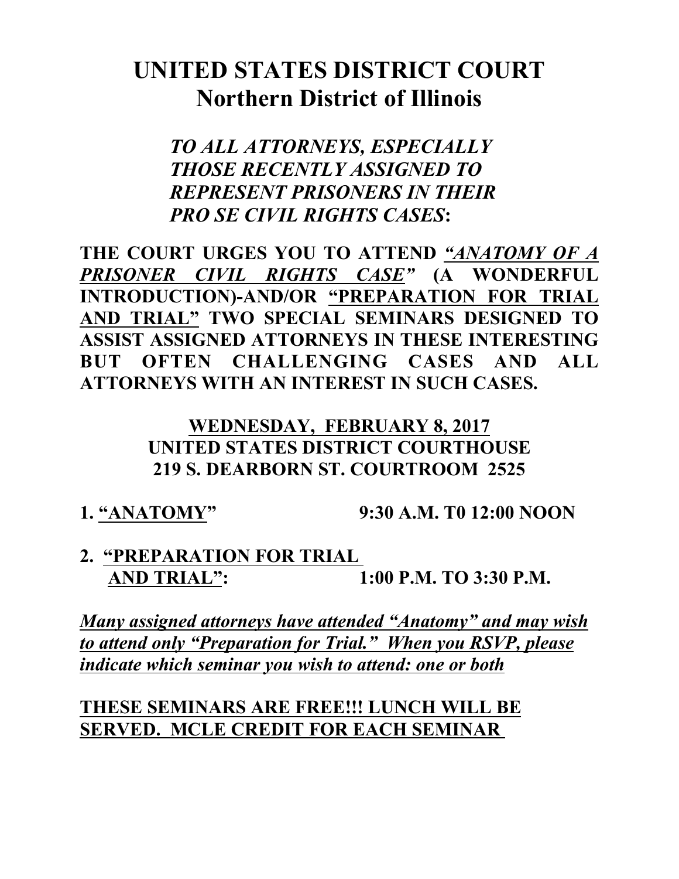# UNITED STATES DISTRICT COURT
## Northern District of Illinois

***TO ALL ATTORNEYS, ESPECIALLY THOSE RECENTLY ASSIGNED TO REPRESENT PRISONERS IN THEIR PRO SE CIVIL RIGHTS CASES*:**

**THE COURT URGES YOU TO ATTEND *"ANATOMY OF A PRISONER CIVIL RIGHTS CASE"* (A WONDERFUL INTRODUCTION)-AND/OR "PREPARATION FOR TRIAL AND TRIAL" TWO SPECIAL SEMINARS DESIGNED TO ASSIST ASSIGNED ATTORNEYS IN THESE INTERESTING BUT OFTEN CHALLENGING CASES AND ALL ATTORNEYS WITH AN INTEREST IN SUCH CASES.**

**WEDNESDAY, FEBRUARY 8, 2017**
**UNITED STATES DISTRICT COURTHOUSE**
**219 S. DEARBORN ST. COURTROOM 2525**

**1. "ANATOMY" 9:30 A.M. T0 12:00 NOON**

**2. "PREPARATION FOR TRIAL AND TRIAL": 1:00 P.M. TO 3:30 P.M.**

***Many assigned attorneys have attended "Anatomy" and may wish to attend only "Preparation for Trial." When you RSVP, please indicate which seminar you wish to attend: one or both***

**THESE SEMINARS ARE FREE!!! LUNCH WILL BE SERVED. MCLE CREDIT FOR EACH SEMINAR**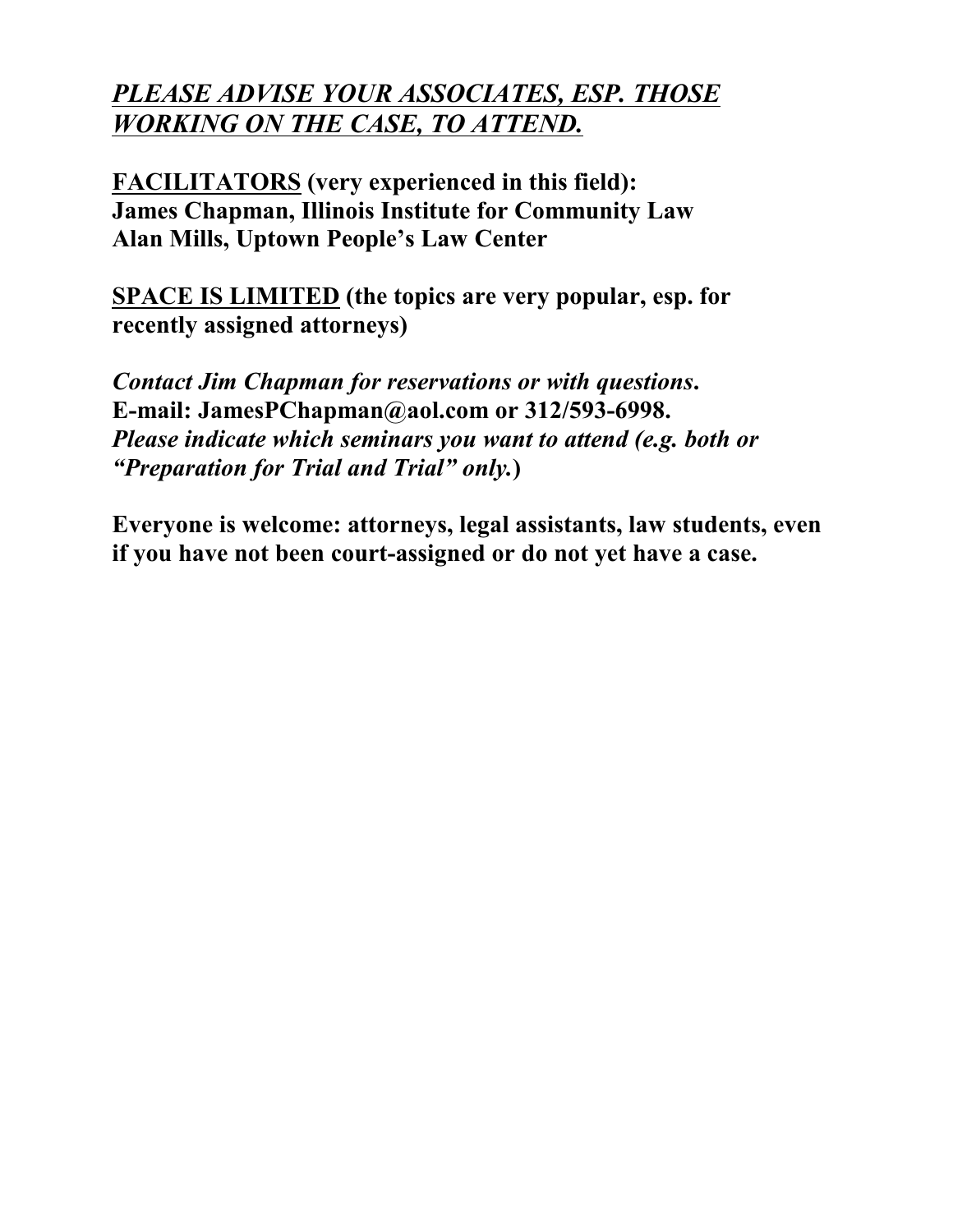***<u>PLEASE ADVISE YOUR ASSOCIATES, ESP. THOSE WORKING ON THE CASE, TO ATTEND.</u>***

**<u>FACILITATORS</u> (very experienced in this field):**
**James Chapman, Illinois Institute for Community Law**
**Alan Mills, Uptown People's Law Center**

**<u>SPACE IS LIMITED</u> (the topics are very popular, esp. for recently assigned attorneys)**

***Contact Jim Chapman for reservations or with questions.***
**E-mail: JamesPChapman@aol.com or 312/593-6998.**
***Please indicate which seminars you want to attend (e.g. both or "Preparation for Trial and Trial" only.)***

**Everyone is welcome: attorneys, legal assistants, law students, even if you have not been court-assigned or do not yet have a case.**